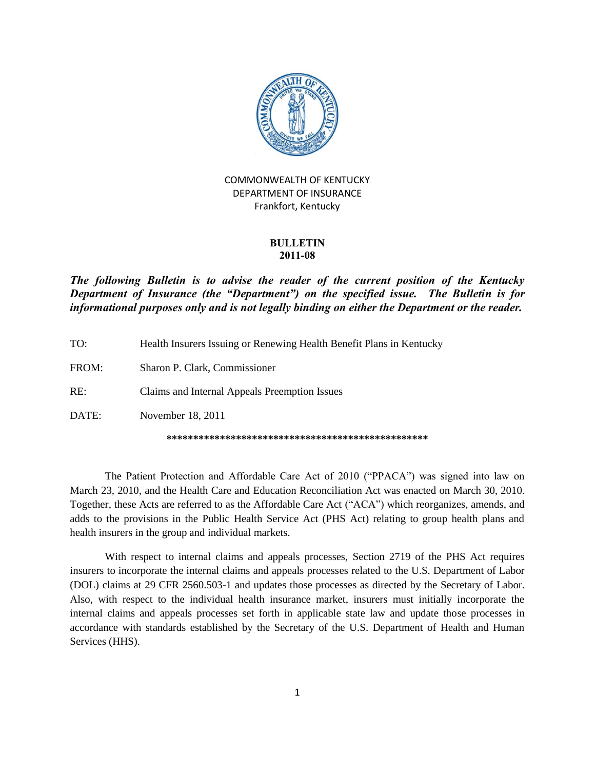COMMONWEALTH OF KENTUCKY
DEPARTMENT OF INSURANCE
Frankfort, Kentucky

**BULLETIN**
**2011-08**

***The following Bulletin is to advise the reader of the current position of the Kentucky Department of Insurance (the "Department") on the specified issue. The Bulletin is for informational purposes only and is not legally binding on either the Department or the reader.***

TO: Health Insurers Issuing or Renewing Health Benefit Plans in Kentucky

FROM: Sharon P. Clark, Commissioner

RE: Claims and Internal Appeals Preemption Issues

DATE: November 18, 2011

**************************************************

The Patient Protection and Affordable Care Act of 2010 ("PPACA") was signed into law on March 23, 2010, and the Health Care and Education Reconciliation Act was enacted on March 30, 2010. Together, these Acts are referred to as the Affordable Care Act ("ACA") which reorganizes, amends, and adds to the provisions in the Public Health Service Act (PHS Act) relating to group health plans and health insurers in the group and individual markets.

With respect to internal claims and appeals processes, Section 2719 of the PHS Act requires insurers to incorporate the internal claims and appeals processes related to the U.S. Department of Labor (DOL) claims at 29 CFR 2560.503-1 and updates those processes as directed by the Secretary of Labor. Also, with respect to the individual health insurance market, insurers must initially incorporate the internal claims and appeals processes set forth in applicable state law and update those processes in accordance with standards established by the Secretary of the U.S. Department of Health and Human Services (HHS).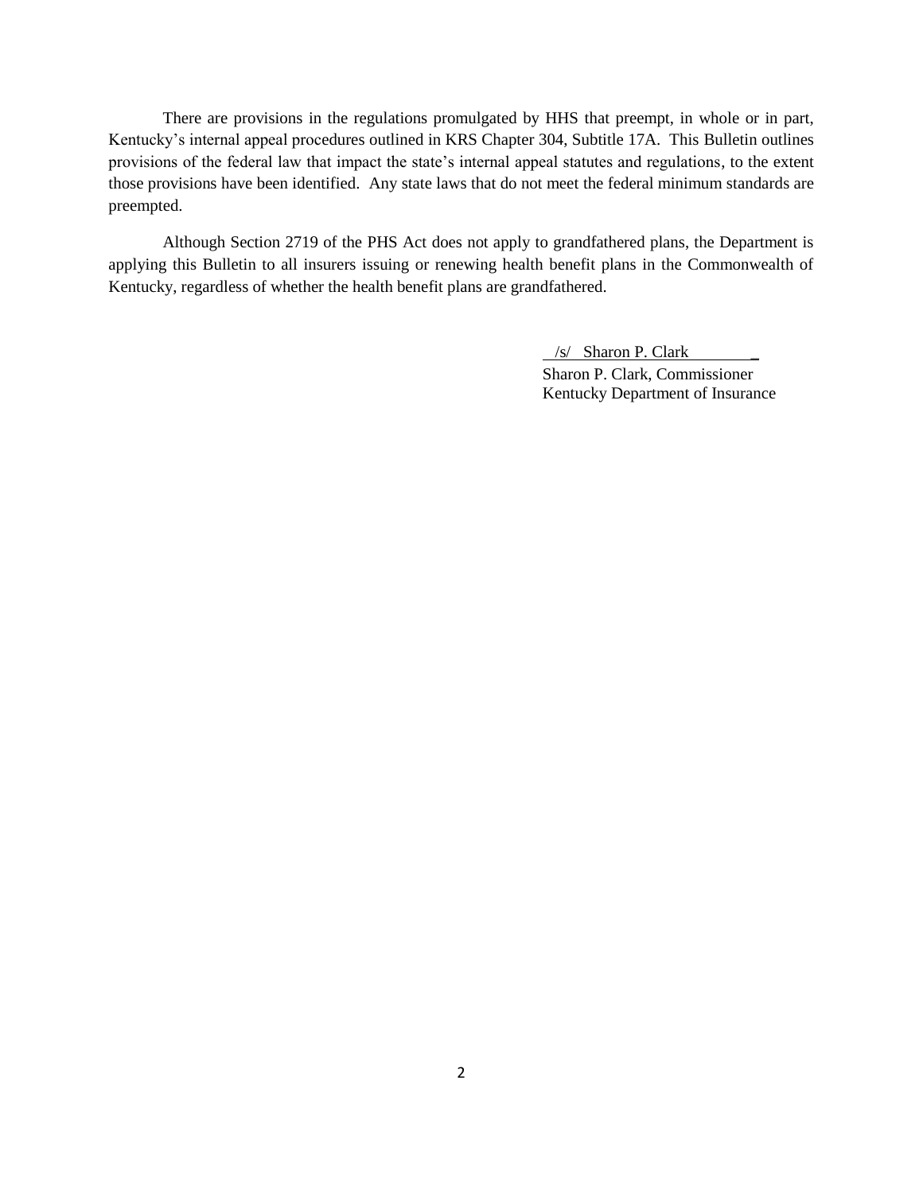There are provisions in the regulations promulgated by HHS that preempt, in whole or in part, Kentucky's internal appeal procedures outlined in KRS Chapter 304, Subtitle 17A. This Bulletin outlines provisions of the federal law that impact the state's internal appeal statutes and regulations, to the extent those provisions have been identified. Any state laws that do not meet the federal minimum standards are preempted.

Although Section 2719 of the PHS Act does not apply to grandfathered plans, the Department is applying this Bulletin to all insurers issuing or renewing health benefit plans in the Commonwealth of Kentucky, regardless of whether the health benefit plans are grandfathered.

/s/ Sharon P. Clark

Sharon P. Clark, Commissioner
Kentucky Department of Insurance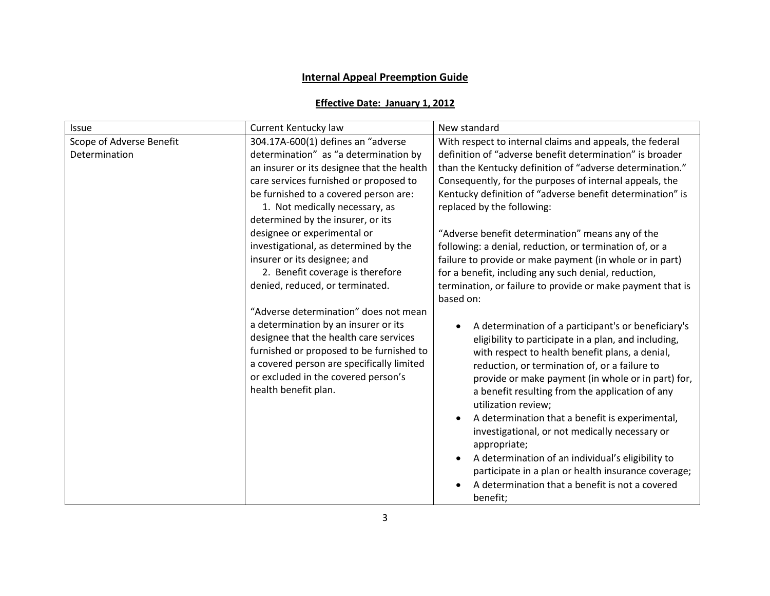# Internal Appeal Preemption Guide

## Effective Date: January 1, 2012

| Issue | Current Kentucky law | New standard |
| --- | --- | --- |
| Scope of Adverse Benefit Determination | 304.17A-600(1) defines an "adverse determination" as "a determination by an insurer or its designee that the health care services furnished or proposed to be furnished to a covered person are:<br>1. Not medically necessary, as determined by the insurer, or its designee or experimental or investigational, as determined by the insurer or its designee; and<br>2. Benefit coverage is therefore denied, reduced, or terminated.<br><br>"Adverse determination" does not mean a determination by an insurer or its designee that the health care services furnished or proposed to be furnished to a covered person are specifically limited or excluded in the covered person's health benefit plan. | With respect to internal claims and appeals, the federal definition of "adverse benefit determination" is broader than the Kentucky definition of "adverse determination." Consequently, for the purposes of internal appeals, the Kentucky definition of "adverse benefit determination" is replaced by the following:<br><br>"Adverse benefit determination" means any of the following: a denial, reduction, or termination of, or a failure to provide or make payment (in whole or in part) for a benefit, including any such denial, reduction, termination, or failure to provide or make payment that is based on:<br><br>• A determination of a participant's or beneficiary's eligibility to participate in a plan, and including, with respect to health benefit plans, a denial, reduction, or termination of, or a failure to provide or make payment (in whole or in part) for, a benefit resulting from the application of any utilization review;<br>• A determination that a benefit is experimental, investigational, or not medically necessary or appropriate;<br>• A determination of an individual's eligibility to participate in a plan or health insurance coverage;<br>• A determination that a benefit is not a covered benefit; |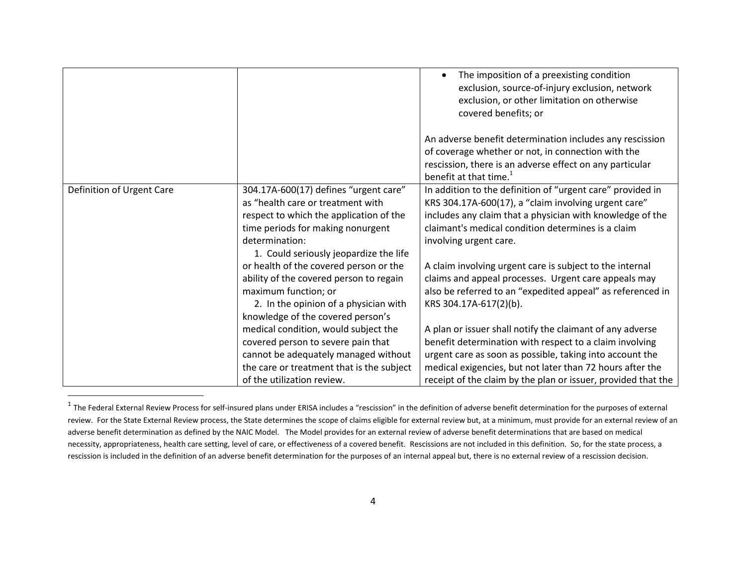| | | |
|---|---|---|
| | | • The imposition of a preexisting condition exclusion, source-of-injury exclusion, network exclusion, or other limitation on otherwise covered benefits; or<br><br>An adverse benefit determination includes any rescission of coverage whether or not, in connection with the rescission, there is an adverse effect on any particular benefit at that time.[1] |
| Definition of Urgent Care | 304.17A-600(17) defines "urgent care" as "health care or treatment with respect to which the application of the time periods for making nonurgent determination:<br>1. Could seriously jeopardize the life or health of the covered person or the ability of the covered person to regain maximum function; or<br>2. In the opinion of a physician with knowledge of the covered person's medical condition, would subject the covered person to severe pain that cannot be adequately managed without the care or treatment that is the subject of the utilization review. | In addition to the definition of "urgent care" provided in KRS 304.17A-600(17), a "claim involving urgent care" includes any claim that a physician with knowledge of the claimant's medical condition determines is a claim involving urgent care.<br><br>A claim involving urgent care is subject to the internal claims and appeal processes. Urgent care appeals may also be referred to an "expedited appeal" as referenced in KRS 304.17A-617(2)(b).<br><br>A plan or issuer shall notify the claimant of any adverse benefit determination with respect to a claim involving urgent care as soon as possible, taking into account the medical exigencies, but not later than 72 hours after the receipt of the claim by the plan or issuer, provided that the |

[1] The Federal External Review Process for self-insured plans under ERISA includes a "rescission" in the definition of adverse benefit determination for the purposes of external review. For the State External Review process, the State determines the scope of claims eligible for external review but, at a minimum, must provide for an external review of an adverse benefit determination as defined by the NAIC Model. The Model provides for an external review of adverse benefit determinations that are based on medical necessity, appropriateness, health care setting, level of care, or effectiveness of a covered benefit. Rescissions are not included in this definition. So, for the state process, a rescission is included in the definition of an adverse benefit determination for the purposes of an internal appeal but, there is no external review of a rescission decision.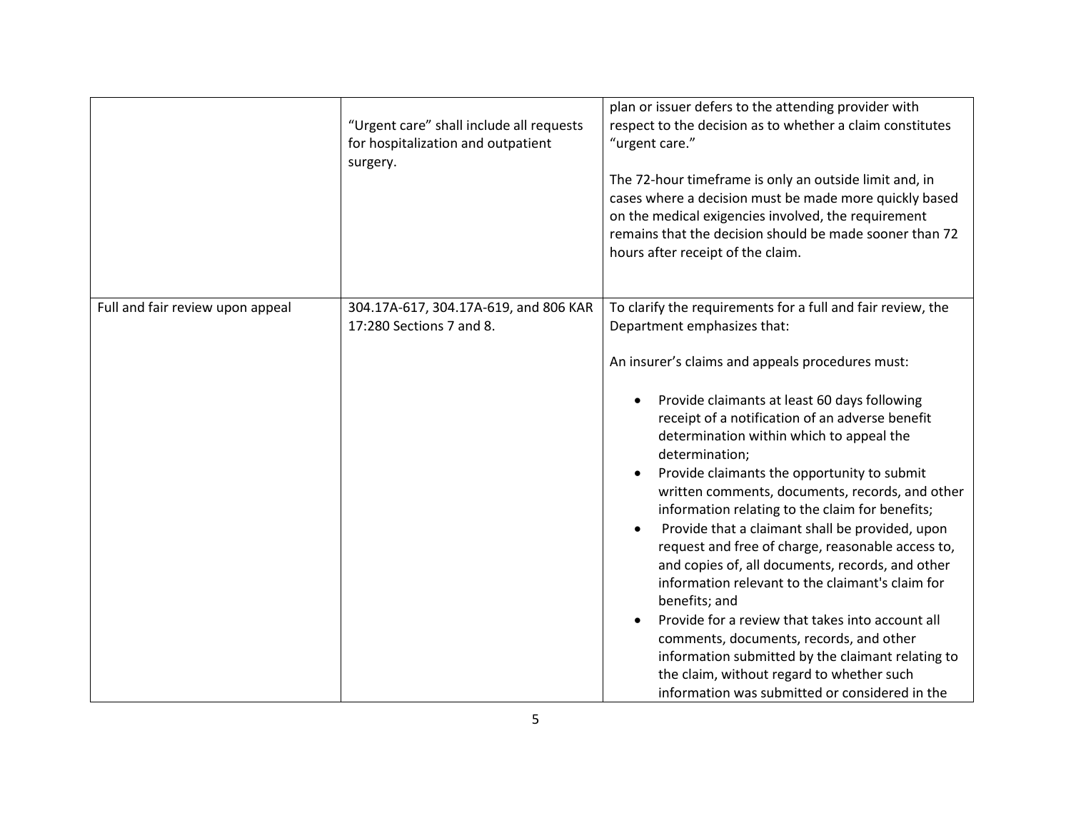| | | |
|---|---|---|
| | “Urgent care” shall include all requests for hospitalization and outpatient surgery. | plan or issuer defers to the attending provider with respect to the decision as to whether a claim constitutes “urgent care.”<br><br>The 72-hour timeframe is only an outside limit and, in cases where a decision must be made more quickly based on the medical exigencies involved, the requirement remains that the decision should be made sooner than 72 hours after receipt of the claim. |
| Full and fair review upon appeal | 304.17A-617, 304.17A-619, and 806 KAR 17:280 Sections 7 and 8. | To clarify the requirements for a full and fair review, the Department emphasizes that:<br><br>An insurer’s claims and appeals procedures must:<br><br>• Provide claimants at least 60 days following receipt of a notification of an adverse benefit determination within which to appeal the determination;<br>• Provide claimants the opportunity to submit written comments, documents, records, and other information relating to the claim for benefits;<br>• Provide that a claimant shall be provided, upon request and free of charge, reasonable access to, and copies of, all documents, records, and other information relevant to the claimant's claim for benefits; and<br>• Provide for a review that takes into account all comments, documents, records, and other information submitted by the claimant relating to the claim, without regard to whether such information was submitted or considered in the |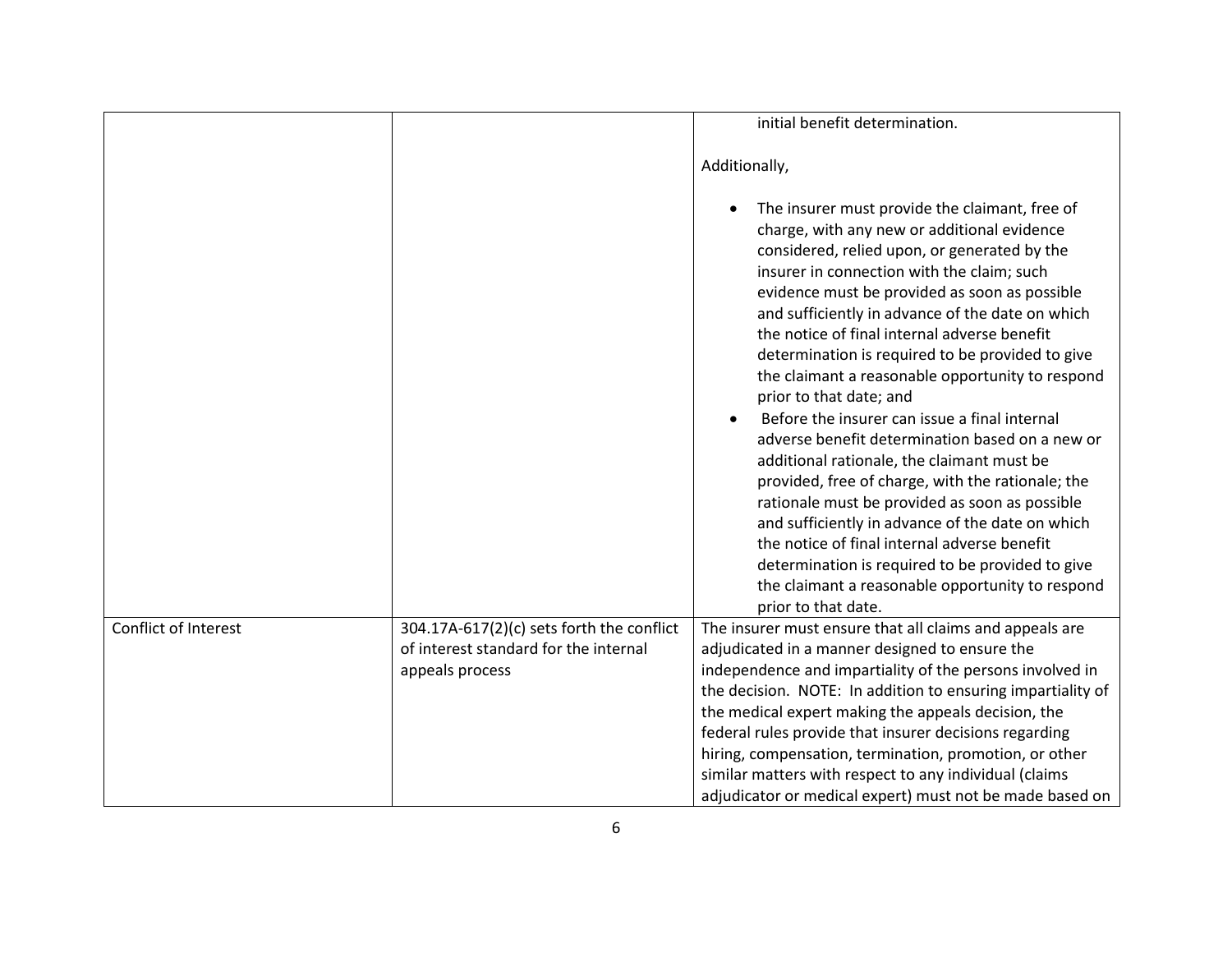| | | |
|---|---|---|
| | | initial benefit determination.<br><br>Additionally,<br><br>• The insurer must provide the claimant, free of charge, with any new or additional evidence considered, relied upon, or generated by the insurer in connection with the claim; such evidence must be provided as soon as possible and sufficiently in advance of the date on which the notice of final internal adverse benefit determination is required to be provided to give the claimant a reasonable opportunity to respond prior to that date; and<br>• Before the insurer can issue a final internal adverse benefit determination based on a new or additional rationale, the claimant must be provided, free of charge, with the rationale; the rationale must be provided as soon as possible and sufficiently in advance of the date on which the notice of final internal adverse benefit determination is required to be provided to give the claimant a reasonable opportunity to respond prior to that date. |
| Conflict of Interest | 304.17A-617(2)(c) sets forth the conflict of interest standard for the internal appeals process | The insurer must ensure that all claims and appeals are adjudicated in a manner designed to ensure the independence and impartiality of the persons involved in the decision. NOTE: In addition to ensuring impartiality of the medical expert making the appeals decision, the federal rules provide that insurer decisions regarding hiring, compensation, termination, promotion, or other similar matters with respect to any individual (claims adjudicator or medical expert) must not be made based on |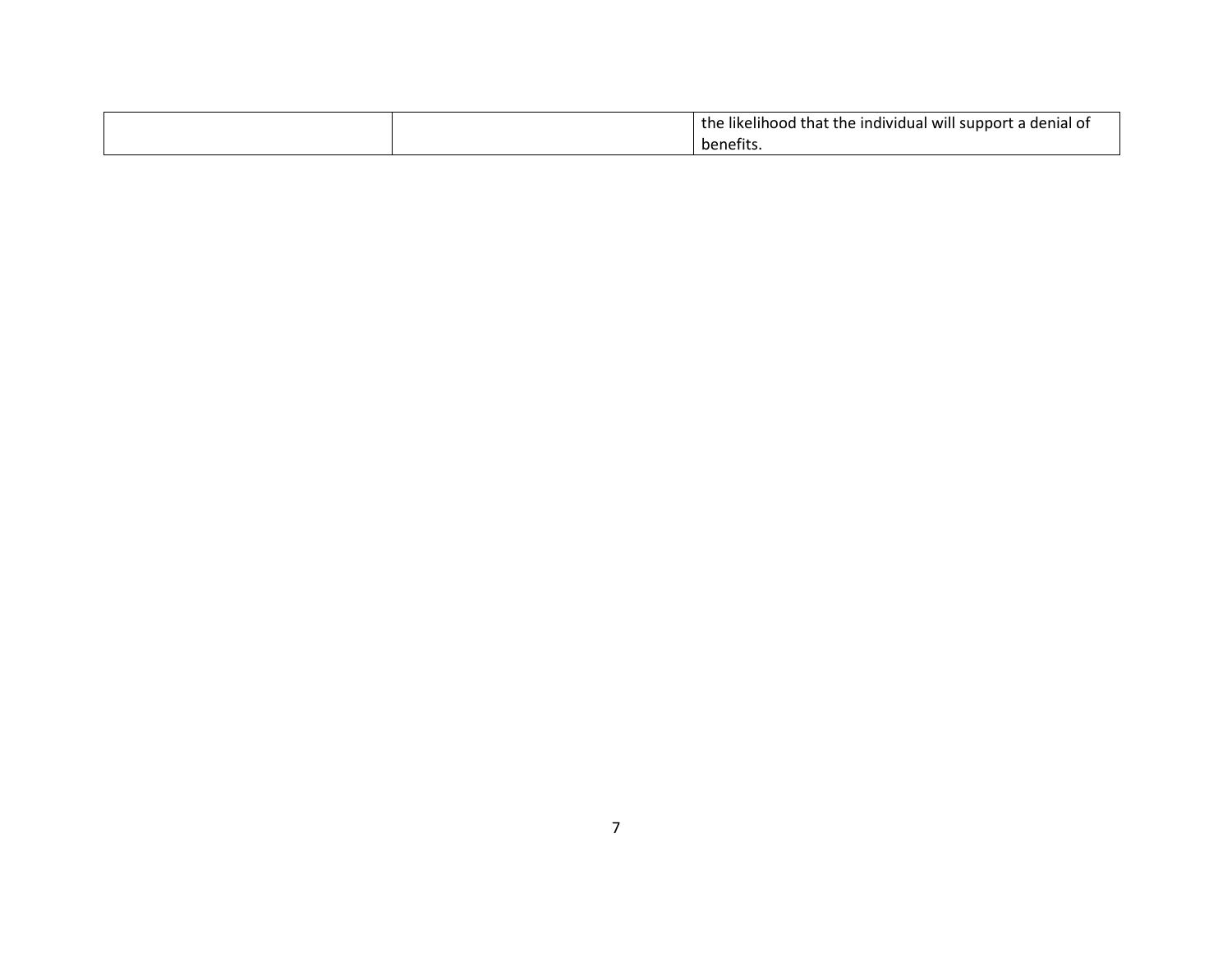| | | |
|---|---|---|
| | | the likelihood that the individual will support a denial of benefits. |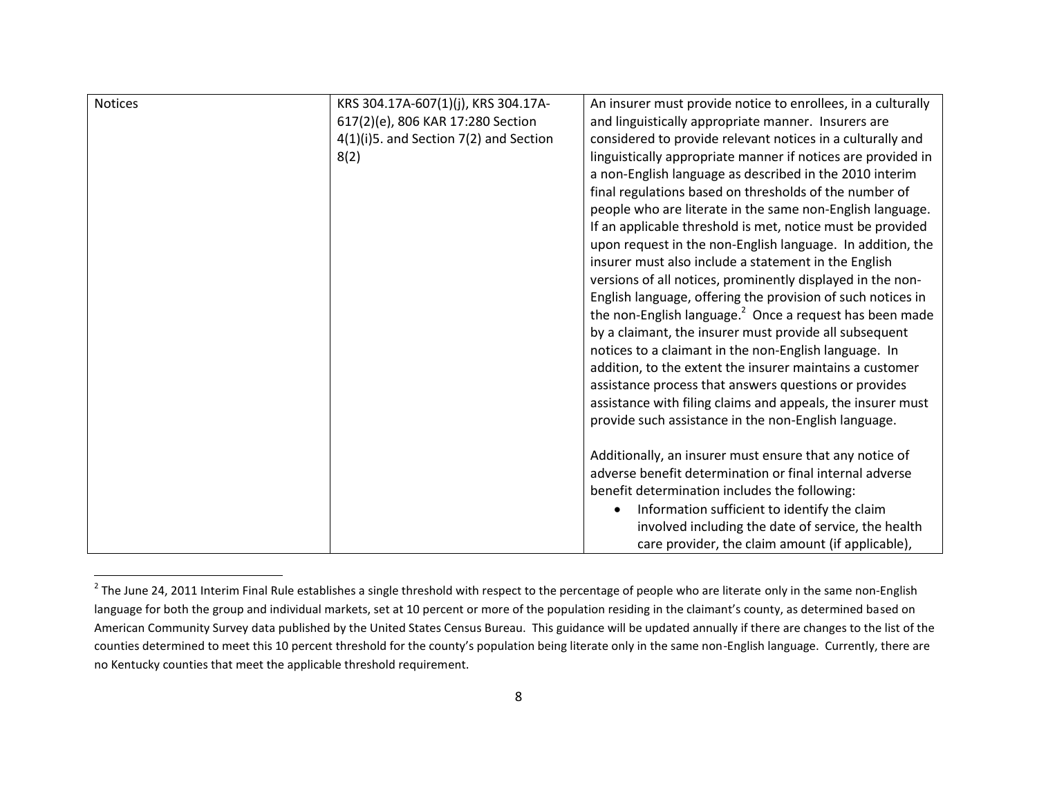| Notices | KRS 304.17A-607(1)(j), KRS 304.17A-617(2)(e), 806 KAR 17:280 Section 4(1)(i)5. and Section 7(2) and Section 8(2) | An insurer must provide notice to enrollees, in a culturally and linguistically appropriate manner. Insurers are considered to provide relevant notices in a culturally and linguistically appropriate manner if notices are provided in a non-English language as described in the 2010 interim final regulations based on thresholds of the number of people who are literate in the same non-English language. If an applicable threshold is met, notice must be provided upon request in the non-English language. In addition, the insurer must also include a statement in the English versions of all notices, prominently displayed in the non-English language, offering the provision of such notices in the non-English language.[2] Once a request has been made by a claimant, the insurer must provide all subsequent notices to a claimant in the non-English language. In addition, to the extent the insurer maintains a customer assistance process that answers questions or provides assistance with filing claims and appeals, the insurer must provide such assistance in the non-English language.<br><br>Additionally, an insurer must ensure that any notice of adverse benefit determination or final internal adverse benefit determination includes the following:<br>• Information sufficient to identify the claim involved including the date of service, the health care provider, the claim amount (if applicable), |
|---|---|---|

[2] The June 24, 2011 Interim Final Rule establishes a single threshold with respect to the percentage of people who are literate only in the same non-English language for both the group and individual markets, set at 10 percent or more of the population residing in the claimant's county, as determined based on American Community Survey data published by the United States Census Bureau. This guidance will be updated annually if there are changes to the list of the counties determined to meet this 10 percent threshold for the county's population being literate only in the same non-English language. Currently, there are no Kentucky counties that meet the applicable threshold requirement.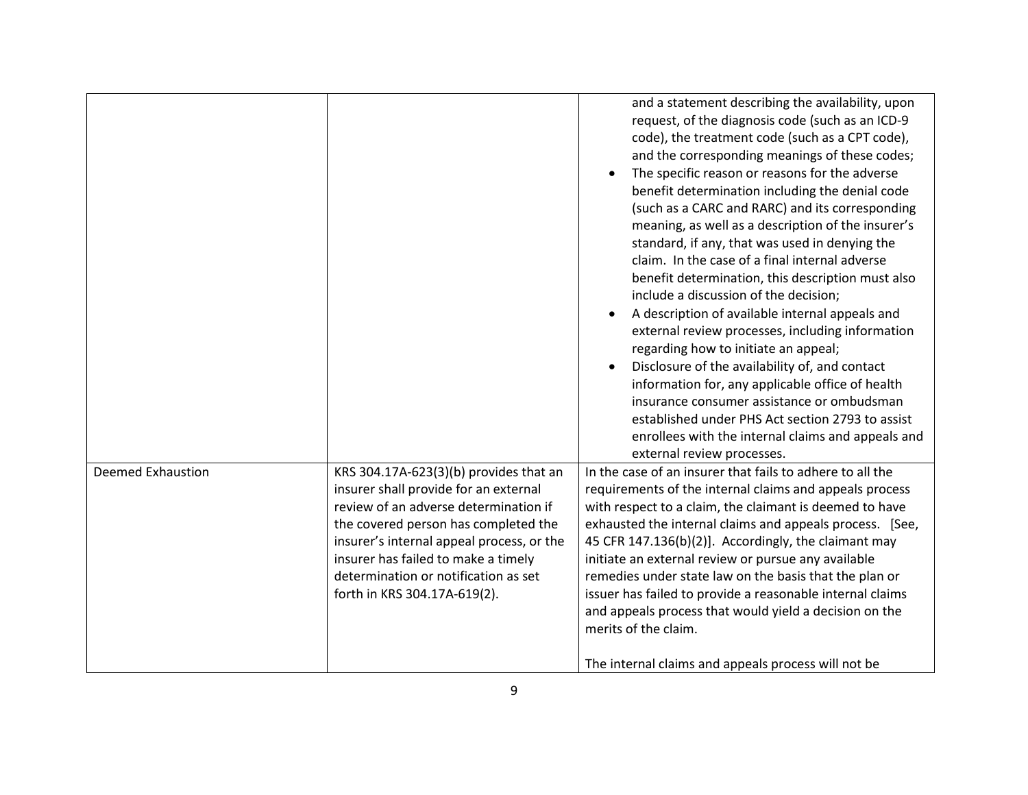| | | |
|---|---|---|
| | | and a statement describing the availability, upon request, of the diagnosis code (such as an ICD-9 code), the treatment code (such as a CPT code), and the corresponding meanings of these codes;<br>• The specific reason or reasons for the adverse benefit determination including the denial code (such as a CARC and RARC) and its corresponding meaning, as well as a description of the insurer's standard, if any, that was used in denying the claim. In the case of a final internal adverse benefit determination, this description must also include a discussion of the decision;<br>• A description of available internal appeals and external review processes, including information regarding how to initiate an appeal;<br>• Disclosure of the availability of, and contact information for, any applicable office of health insurance consumer assistance or ombudsman established under PHS Act section 2793 to assist enrollees with the internal claims and appeals and external review processes. |
| Deemed Exhaustion | KRS 304.17A-623(3)(b) provides that an insurer shall provide for an external review of an adverse determination if the covered person has completed the insurer's internal appeal process, or the insurer has failed to make a timely determination or notification as set forth in KRS 304.17A-619(2). | In the case of an insurer that fails to adhere to all the requirements of the internal claims and appeals process with respect to a claim, the claimant is deemed to have exhausted the internal claims and appeals process. [See, 45 CFR 147.136(b)(2)]. Accordingly, the claimant may initiate an external review or pursue any available remedies under state law on the basis that the plan or issuer has failed to provide a reasonable internal claims and appeals process that would yield a decision on the merits of the claim.<br><br>The internal claims and appeals process will not be |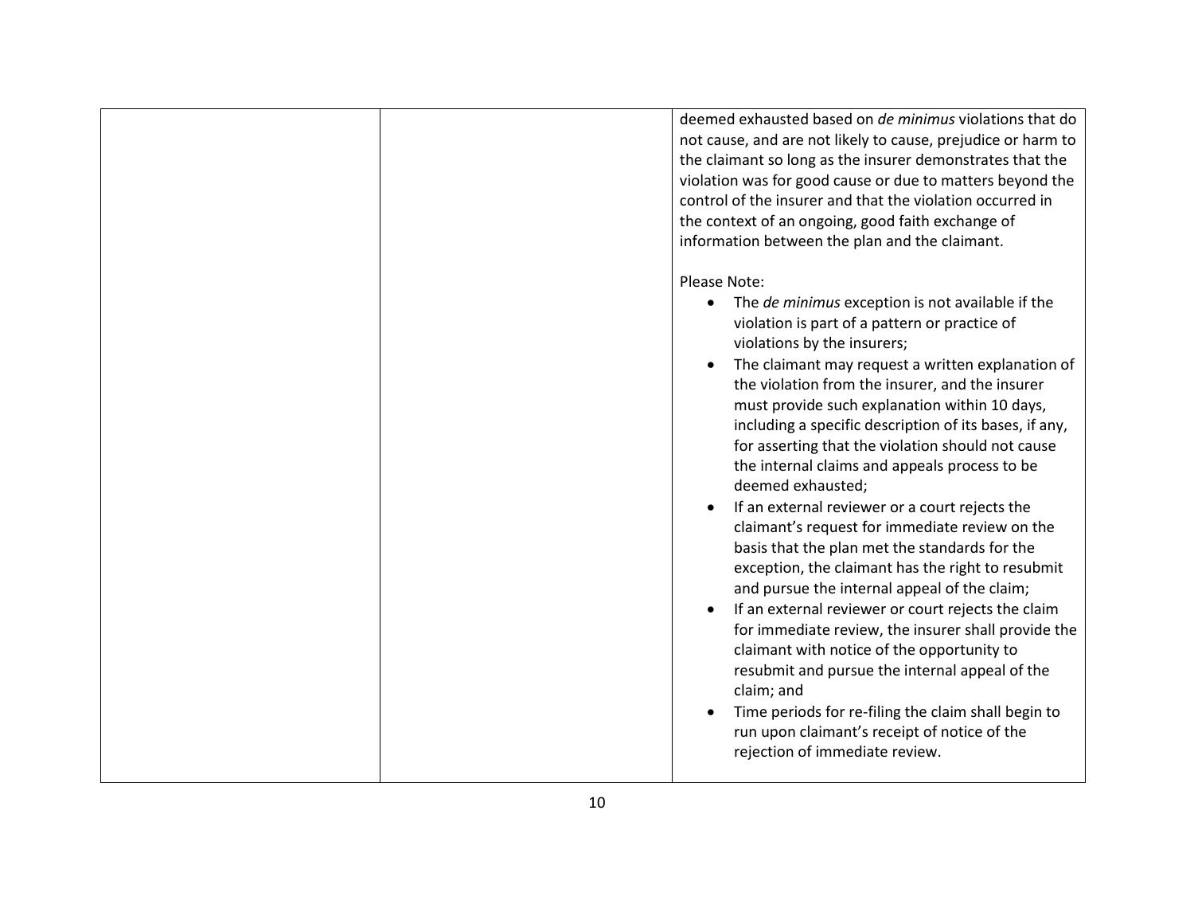| | | deemed exhausted based on *de minimus* violations that do not cause, and are not likely to cause, prejudice or harm to the claimant so long as the insurer demonstrates that the violation was for good cause or due to matters beyond the control of the insurer and that the violation occurred in the context of an ongoing, good faith exchange of information between the plan and the claimant.<br><br>Please Note:<br>• The *de minimus* exception is not available if the violation is part of a pattern or practice of violations by the insurers;<br>• The claimant may request a written explanation of the violation from the insurer, and the insurer must provide such explanation within 10 days, including a specific description of its bases, if any, for asserting that the violation should not cause the internal claims and appeals process to be deemed exhausted;<br>• If an external reviewer or a court rejects the claimant's request for immediate review on the basis that the plan met the standards for the exception, the claimant has the right to resubmit and pursue the internal appeal of the claim;<br>• If an external reviewer or court rejects the claim for immediate review, the insurer shall provide the claimant with notice of the opportunity to resubmit and pursue the internal appeal of the claim; and<br>• Time periods for re-filing the claim shall begin to run upon claimant's receipt of notice of the rejection of immediate review. |
|---|---|---|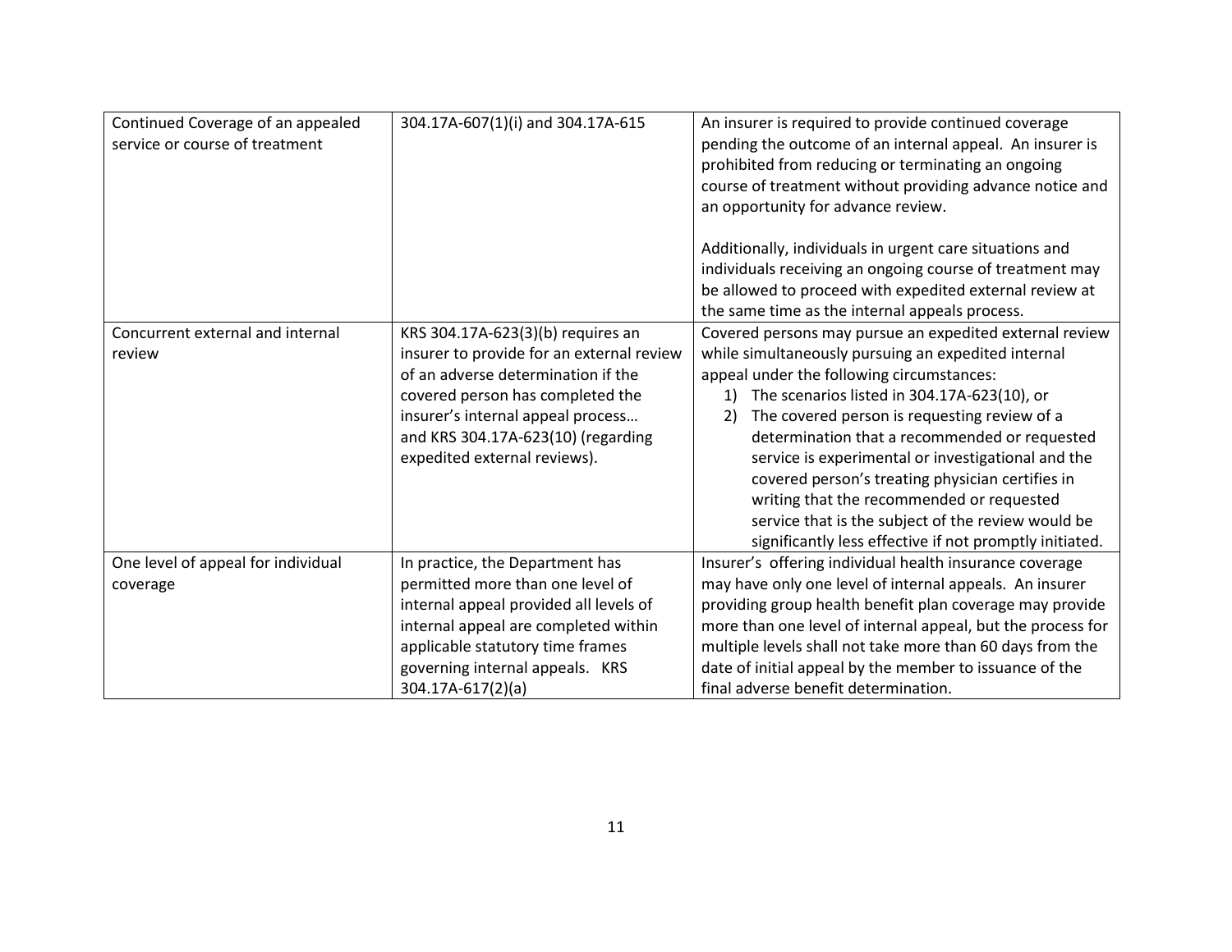| | | |
|---|---|---|
| Continued Coverage of an appealed service or course of treatment | 304.17A-607(1)(i) and 304.17A-615 | An insurer is required to provide continued coverage pending the outcome of an internal appeal. An insurer is prohibited from reducing or terminating an ongoing course of treatment without providing advance notice and an opportunity for advance review.<br><br>Additionally, individuals in urgent care situations and individuals receiving an ongoing course of treatment may be allowed to proceed with expedited external review at the same time as the internal appeals process. |
| Concurrent external and internal review | KRS 304.17A-623(3)(b) requires an insurer to provide for an external review of an adverse determination if the covered person has completed the insurer's internal appeal process… and KRS 304.17A-623(10) (regarding expedited external reviews). | Covered persons may pursue an expedited external review while simultaneously pursuing an expedited internal appeal under the following circumstances:<br>1) The scenarios listed in 304.17A-623(10), or<br>2) The covered person is requesting review of a determination that a recommended or requested service is experimental or investigational and the covered person's treating physician certifies in writing that the recommended or requested service that is the subject of the review would be significantly less effective if not promptly initiated. |
| One level of appeal for individual coverage | In practice, the Department has permitted more than one level of internal appeal provided all levels of internal appeal are completed within applicable statutory time frames governing internal appeals. KRS 304.17A-617(2)(a) | Insurer's offering individual health insurance coverage may have only one level of internal appeals. An insurer providing group health benefit plan coverage may provide more than one level of internal appeal, but the process for multiple levels shall not take more than 60 days from the date of initial appeal by the member to issuance of the final adverse benefit determination. |